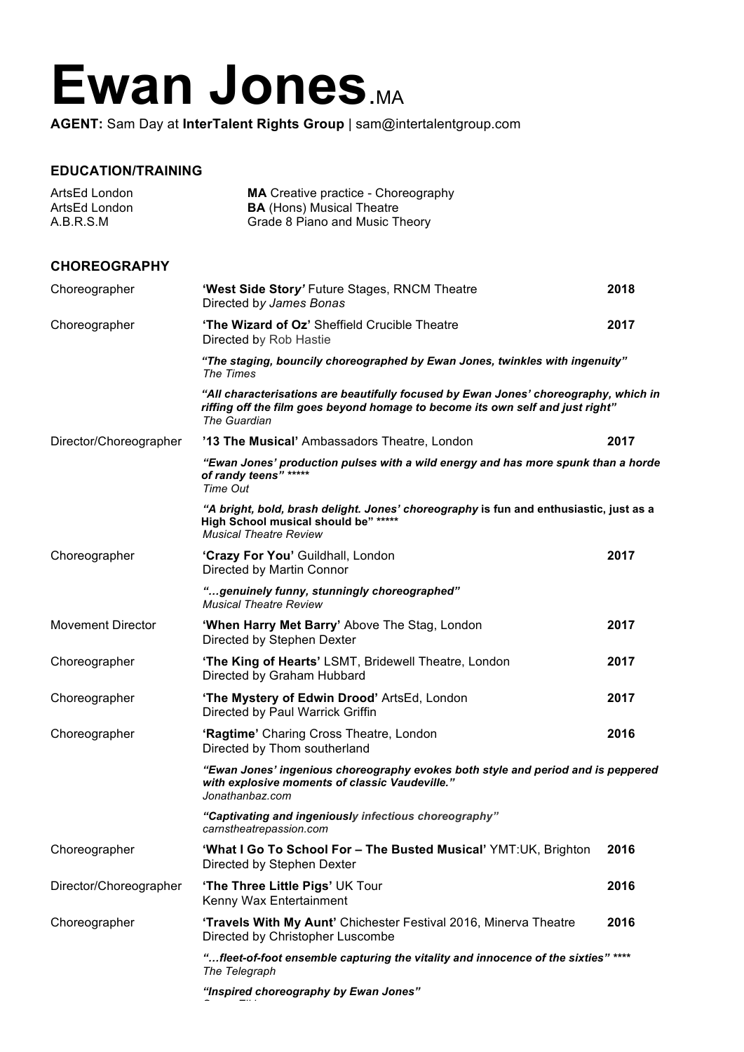# Ewan Jones.MA

**AGENT:** Sam Day at **InterTalent Rights Group** | sam@intertalentgroup.com

## EDUCATION/TRAINING

| | |
|---|---|
| ArtsEd London | **MA** Creative practice - Choreography |
| ArtsEd London | **BA** (Hons) Musical Theatre |
| A.B.R.S.M | Grade 8 Piano and Music Theory |

## CHOREOGRAPHY

| Role | Production | Year |
|---|---|---|
| Choreographer | **'West Side Story'** Future Stages, RNCM Theatre<br>Directed by *James Bonas* | **2018** |
| Choreographer | **'The Wizard of Oz'** Sheffield Crucible Theatre<br>Directed by Rob Hastie<br><br>***"The staging, bouncily choreographed by Ewan Jones, twinkles with ingenuity"***<br>*The Times*<br><br>***"All characterisations are beautifully focused by Ewan Jones' choreography, which in riffing off the film goes beyond homage to become its own self and just right"***<br>*The Guardian* | **2017** |
| Director/Choreographer | **'13 The Musical'** Ambassadors Theatre, London<br><br>***"Ewan Jones' production pulses with a wild energy and has more spunk than a horde of randy teens" \*\*\*\*\****<br>*Time Out*<br><br>***"A bright, bold, brash delight. Jones' choreography*** **is fun and enthusiastic, just as a High School musical should be" \*\*\*\*\***<br>*Musical Theatre Review* | **2017** |
| Choreographer | **'Crazy For You'** Guildhall, London<br>Directed by Martin Connor<br><br>***"…genuinely funny, stunningly choreographed"***<br>*Musical Theatre Review* | **2017** |
| Movement Director | **'When Harry Met Barry'** Above The Stag, London<br>Directed by Stephen Dexter | **2017** |
| Choreographer | **'The King of Hearts'** LSMT, Bridewell Theatre, London<br>Directed by Graham Hubbard | **2017** |
| Choreographer | **'The Mystery of Edwin Drood'** ArtsEd, London<br>Directed by Paul Warrick Griffin | **2017** |
| Choreographer | **'Ragtime'** Charing Cross Theatre, London<br>Directed by Thom southerland<br><br>***"Ewan Jones' ingenious choreography evokes both style and period and is peppered with explosive moments of classic Vaudeville."***<br>*Jonathanbaz.com*<br><br>***"Captivating and ingeniously infectious choreography"***<br>*carnstheatrepassion.com* | **2016** |
| Choreographer | **'What I Go To School For – The Busted Musical'** YMT:UK, Brighton<br>Directed by Stephen Dexter | **2016** |
| Director/Choreographer | **'The Three Little Pigs'** UK Tour<br>Kenny Wax Entertainment | **2016** |
| Choreographer | **'Travels With My Aunt'** Chichester Festival 2016, Minerva Theatre<br>Directed by Christopher Luscombe<br><br>***"…fleet-of-foot ensemble capturing the vitality and innocence of the sixties" \*\*\*\****<br>*The Telegraph*<br><br>***"Inspired choreography by Ewan Jones"*** | **2016** |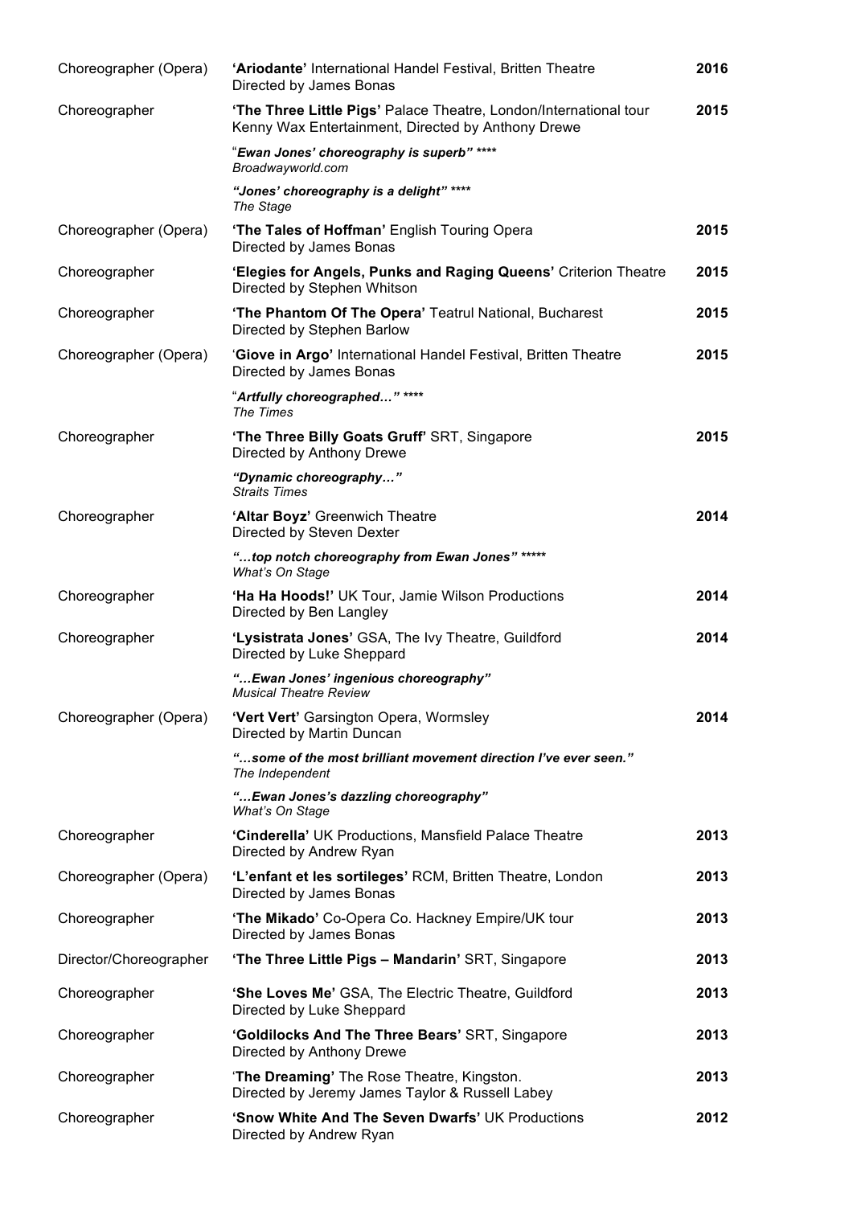| | | |
|---|---|---|
| Choreographer (Opera) | **'Ariodante'** International Handel Festival, Britten Theatre<br>Directed by James Bonas | **2016** |
| Choreographer | **'The Three Little Pigs'** Palace Theatre, London/International tour<br>Kenny Wax Entertainment, Directed by Anthony Drewe | **2015** |
| | ***"Ewan Jones' choreography is superb" \*\*\*\****<br>*Broadwayworld.com* | |
| | ***"Jones' choreography is a delight" \*\*\*\****<br>*The Stage* | |
| Choreographer (Opera) | **'The Tales of Hoffman'** English Touring Opera<br>Directed by James Bonas | **2015** |
| Choreographer | **'Elegies for Angels, Punks and Raging Queens'** Criterion Theatre<br>Directed by Stephen Whitson | **2015** |
| Choreographer | **'The Phantom Of The Opera'** Teatrul National, Bucharest<br>Directed by Stephen Barlow | **2015** |
| Choreographer (Opera) | '**Giove in Argo'** International Handel Festival, Britten Theatre<br>Directed by James Bonas | **2015** |
| | ***"Artfully choreographed…" \*\*\*\****<br>*The Times* | |
| Choreographer | **'The Three Billy Goats Gruff'** SRT, Singapore<br>Directed by Anthony Drewe | **2015** |
| | ***"Dynamic choreography…"***<br>*Straits Times* | |
| Choreographer | **'Altar Boyz'** Greenwich Theatre<br>Directed by Steven Dexter | **2014** |
| | ***"…top notch choreography from Ewan Jones" \*\*\*\*\****<br>*What's On Stage* | |
| Choreographer | **'Ha Ha Hoods!'** UK Tour, Jamie Wilson Productions<br>Directed by Ben Langley | **2014** |
| Choreographer | **'Lysistrata Jones'** GSA, The Ivy Theatre, Guildford<br>Directed by Luke Sheppard | **2014** |
| | ***"…Ewan Jones' ingenious choreography"***<br>*Musical Theatre Review* | |
| Choreographer (Opera) | **'Vert Vert'** Garsington Opera, Wormsley<br>Directed by Martin Duncan | **2014** |
| | ***"…some of the most brilliant movement direction I've ever seen."***<br>*The Independent* | |
| | ***"…Ewan Jones's dazzling choreography"***<br>*What's On Stage* | |
| Choreographer | **'Cinderella'** UK Productions, Mansfield Palace Theatre<br>Directed by Andrew Ryan | **2013** |
| Choreographer (Opera) | **'L'enfant et les sortileges'** RCM, Britten Theatre, London<br>Directed by James Bonas | **2013** |
| Choreographer | **'The Mikado'** Co-Opera Co. Hackney Empire/UK tour<br>Directed by James Bonas | **2013** |
| Director/Choreographer | **'The Three Little Pigs – Mandarin'** SRT, Singapore | **2013** |
| Choreographer | **'She Loves Me'** GSA, The Electric Theatre, Guildford<br>Directed by Luke Sheppard | **2013** |
| Choreographer | **'Goldilocks And The Three Bears'** SRT, Singapore<br>Directed by Anthony Drewe | **2013** |
| Choreographer | '**The Dreaming'** The Rose Theatre, Kingston.<br>Directed by Jeremy James Taylor & Russell Labey | **2013** |
| Choreographer | **'Snow White And The Seven Dwarfs'** UK Productions<br>Directed by Andrew Ryan | **2012** |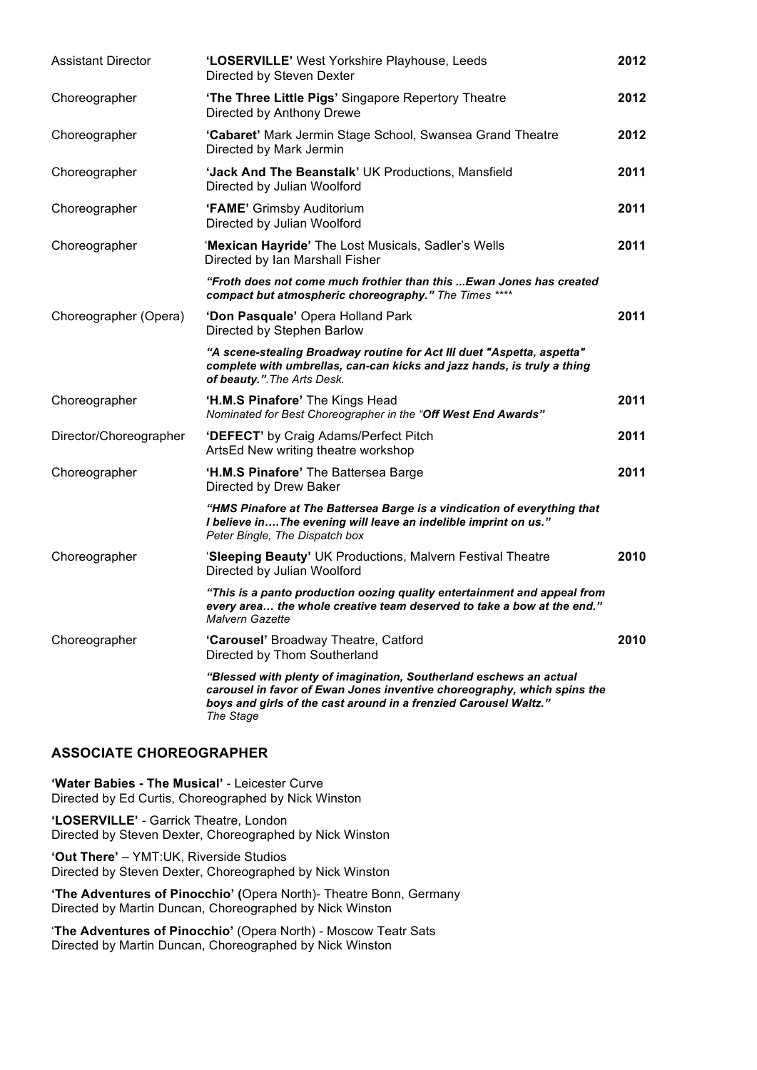| | | |
|---|---|---|
| Assistant Director | **'LOSERVILLE'** West Yorkshire Playhouse, Leeds<br>Directed by Steven Dexter | **2012** |
| Choreographer | **'The Three Little Pigs'** Singapore Repertory Theatre<br>Directed by Anthony Drewe | **2012** |
| Choreographer | **'Cabaret'** Mark Jermin Stage School, Swansea Grand Theatre<br>Directed by Mark Jermin | **2012** |
| Choreographer | **'Jack And The Beanstalk'** UK Productions, Mansfield<br>Directed by Julian Woolford | **2011** |
| Choreographer | **'FAME'** Grimsby Auditorium<br>Directed by Julian Woolford | **2011** |
| Choreographer | '**Mexican Hayride'** The Lost Musicals, Sadler's Wells<br>Directed by Ian Marshall Fisher<br>***"Froth does not come much frothier than this ...Ewan Jones has created compact but atmospheric choreography."*** *The Times \*\*\*\** | **2011** |
| Choreographer (Opera) | **'Don Pasquale'** Opera Holland Park<br>Directed by Stephen Barlow<br>***"A scene-stealing Broadway routine for Act III duet "Aspetta, aspetta" complete with umbrellas, can-can kicks and jazz hands, is truly a thing of beauty.".*** *The Arts Desk.* | **2011** |
| Choreographer | **'H.M.S Pinafore'** The Kings Head<br>*Nominated for Best Choreographer in the "**Off West End Awards"*** | **2011** |
| Director/Choreographer | **'DEFECT'** by Craig Adams/Perfect Pitch<br>ArtsEd New writing theatre workshop | **2011** |
| Choreographer | **'H.M.S Pinafore'** The Battersea Barge<br>Directed by Drew Baker<br>***"HMS Pinafore at The Battersea Barge is a vindication of everything that I believe in….The evening will leave an indelible imprint on us."***<br>*Peter Bingle, The Dispatch box* | **2011** |
| Choreographer | '**Sleeping Beauty'** UK Productions, Malvern Festival Theatre<br>Directed by Julian Woolford<br>***"This is a panto production oozing quality entertainment and appeal from every area… the whole creative team deserved to take a bow at the end."***<br>*Malvern Gazette* | **2010** |
| Choreographer | **'Carousel'** Broadway Theatre, Catford<br>Directed by Thom Southerland<br>***"Blessed with plenty of imagination, Southerland eschews an actual carousel in favor of Ewan Jones inventive choreography, which spins the boys and girls of the cast around in a frenzied Carousel Waltz."***<br>*The Stage* | **2010** |

## ASSOCIATE CHOREOGRAPHER

**'Water Babies - The Musical'** - Leicester Curve
Directed by Ed Curtis, Choreographed by Nick Winston

**'LOSERVILLE'** - Garrick Theatre, London
Directed by Steven Dexter, Choreographed by Nick Winston

**'Out There'** – YMT:UK, Riverside Studios
Directed by Steven Dexter, Choreographed by Nick Winston

**'The Adventures of Pinocchio' (**Opera North)- Theatre Bonn, Germany
Directed by Martin Duncan, Choreographed by Nick Winston

'**The Adventures of Pinocchio'** (Opera North) - Moscow Teatr Sats
Directed by Martin Duncan, Choreographed by Nick Winston